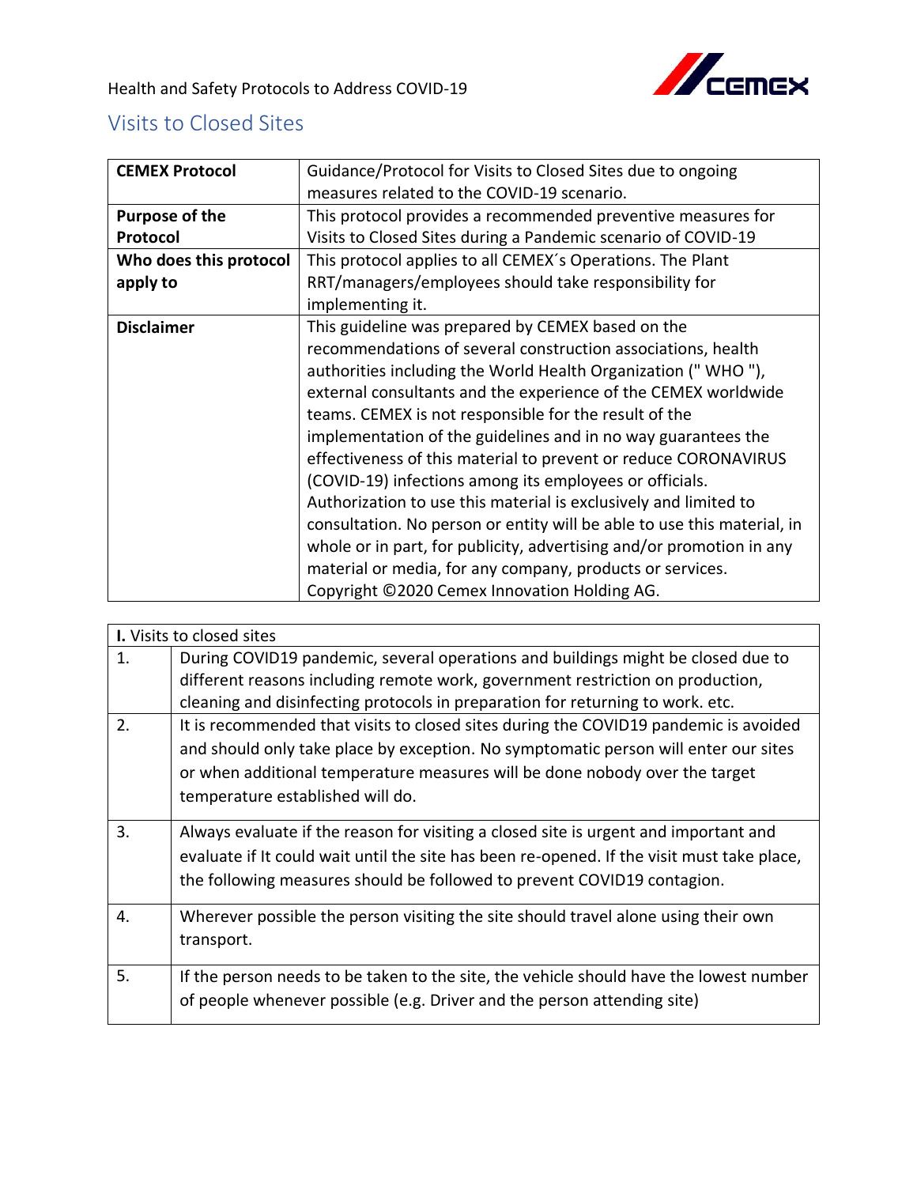Health and Safety Protocols to Address COVID-19

## Visits to Closed Sites

| **CEMEX Protocol** | Guidance/Protocol for Visits to Closed Sites due to ongoing measures related to the COVID-19 scenario. |
|---|---|
| **Purpose of the Protocol** | This protocol provides a recommended preventive measures for Visits to Closed Sites during a Pandemic scenario of COVID-19 |
| **Who does this protocol apply to** | This protocol applies to all CEMEX´s Operations. The Plant RRT/managers/employees should take responsibility for implementing it. |
| **Disclaimer** | This guideline was prepared by CEMEX based on the recommendations of several construction associations, health authorities including the World Health Organization (" WHO "), external consultants and the experience of the CEMEX worldwide teams. CEMEX is not responsible for the result of the implementation of the guidelines and in no way guarantees the effectiveness of this material to prevent or reduce CORONAVIRUS (COVID-19) infections among its employees or officials. Authorization to use this material is exclusively and limited to consultation. No person or entity will be able to use this material, in whole or in part, for publicity, advertising and/or promotion in any material or media, for any company, products or services. Copyright ©2020 Cemex Innovation Holding AG. |

| **I.** Visits to closed sites | |
|---|---|
| 1. | During COVID19 pandemic, several operations and buildings might be closed due to different reasons including remote work, government restriction on production, cleaning and disinfecting protocols in preparation for returning to work. etc. |
| 2. | It is recommended that visits to closed sites during the COVID19 pandemic is avoided and should only take place by exception. No symptomatic person will enter our sites or when additional temperature measures will be done nobody over the target temperature established will do. |
| 3. | Always evaluate if the reason for visiting a closed site is urgent and important and evaluate if It could wait until the site has been re-opened. If the visit must take place, the following measures should be followed to prevent COVID19 contagion. |
| 4. | Wherever possible the person visiting the site should travel alone using their own transport. |
| 5. | If the person needs to be taken to the site, the vehicle should have the lowest number of people whenever possible (e.g. Driver and the person attending site) |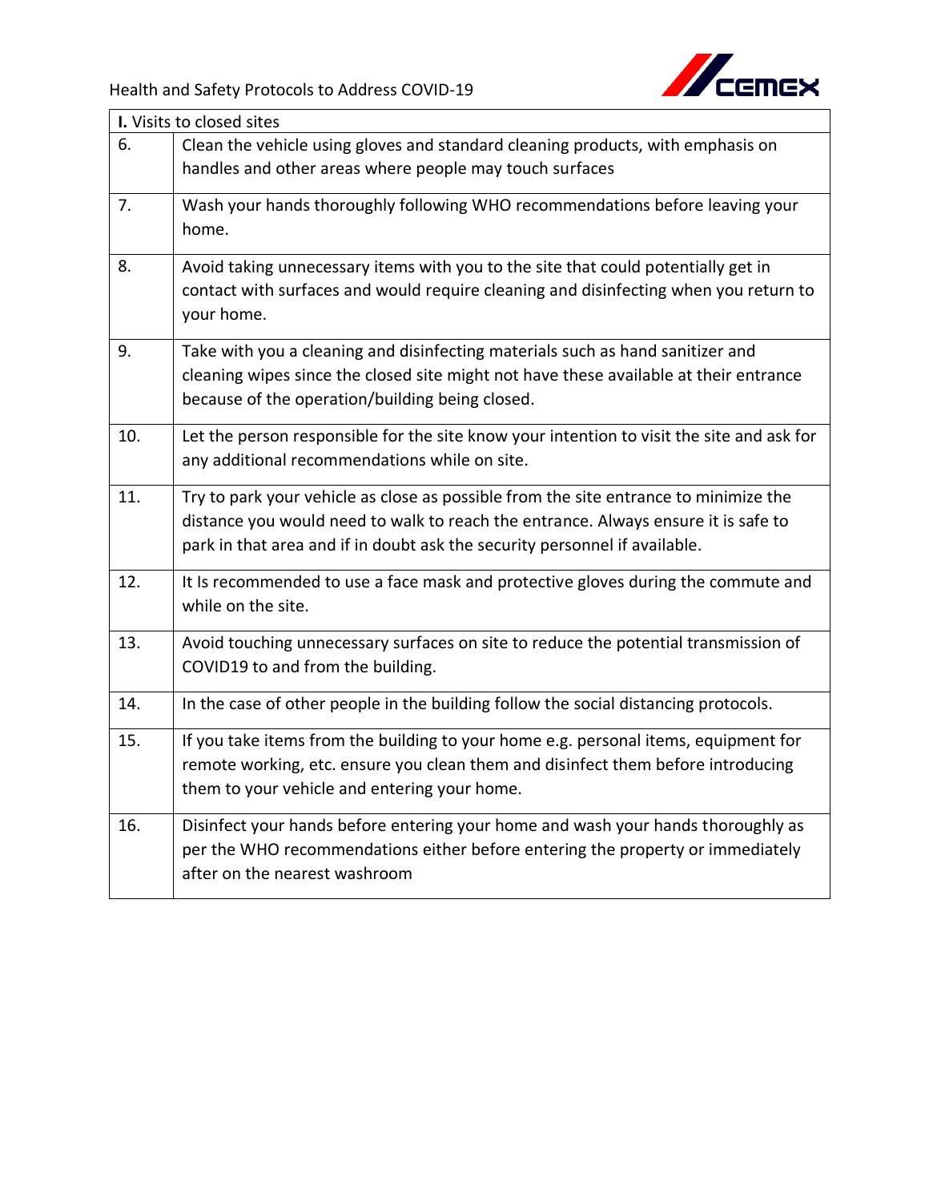| **I.** Visits to closed sites | |
|---|---|
| 6. | Clean the vehicle using gloves and standard cleaning products, with emphasis on handles and other areas where people may touch surfaces |
| 7. | Wash your hands thoroughly following WHO recommendations before leaving your home. |
| 8. | Avoid taking unnecessary items with you to the site that could potentially get in contact with surfaces and would require cleaning and disinfecting when you return to your home. |
| 9. | Take with you a cleaning and disinfecting materials such as hand sanitizer and cleaning wipes since the closed site might not have these available at their entrance because of the operation/building being closed. |
| 10. | Let the person responsible for the site know your intention to visit the site and ask for any additional recommendations while on site. |
| 11. | Try to park your vehicle as close as possible from the site entrance to minimize the distance you would need to walk to reach the entrance. Always ensure it is safe to park in that area and if in doubt ask the security personnel if available. |
| 12. | It Is recommended to use a face mask and protective gloves during the commute and while on the site. |
| 13. | Avoid touching unnecessary surfaces on site to reduce the potential transmission of COVID19 to and from the building. |
| 14. | In the case of other people in the building follow the social distancing protocols. |
| 15. | If you take items from the building to your home e.g. personal items, equipment for remote working, etc. ensure you clean them and disinfect them before introducing them to your vehicle and entering your home. |
| 16. | Disinfect your hands before entering your home and wash your hands thoroughly as per the WHO recommendations either before entering the property or immediately after on the nearest washroom |